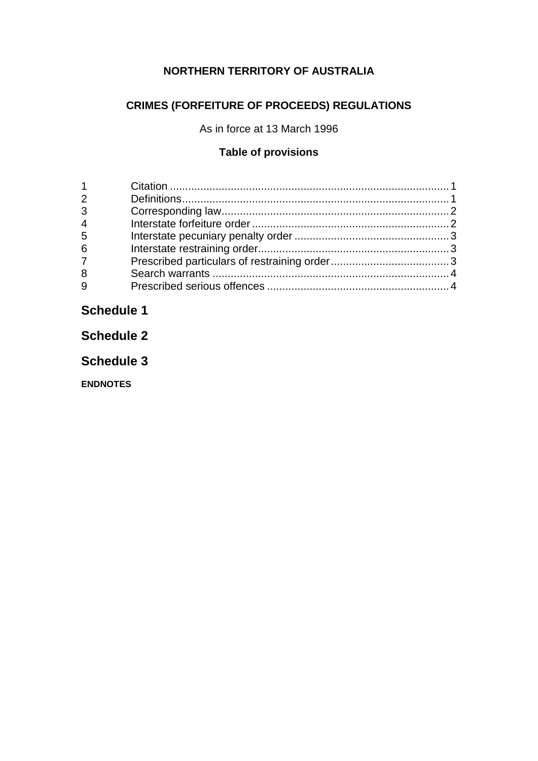**NORTHERN TERRITORY OF AUSTRALIA**

**CRIMES (FORFEITURE OF PROCEEDS) REGULATIONS**

As in force at 13 March 1996

**Table of provisions**

| | | |
|---|---|---|
| 1 | Citation | 1 |
| 2 | Definitions | 1 |
| 3 | Corresponding law | 2 |
| 4 | Interstate forfeiture order | 2 |
| 5 | Interstate pecuniary penalty order | 3 |
| 6 | Interstate restraining order | 3 |
| 7 | Prescribed particulars of restraining order | 3 |
| 8 | Search warrants | 4 |
| 9 | Prescribed serious offences | 4 |

## Schedule 1

## Schedule 2

## Schedule 3

**ENDNOTES**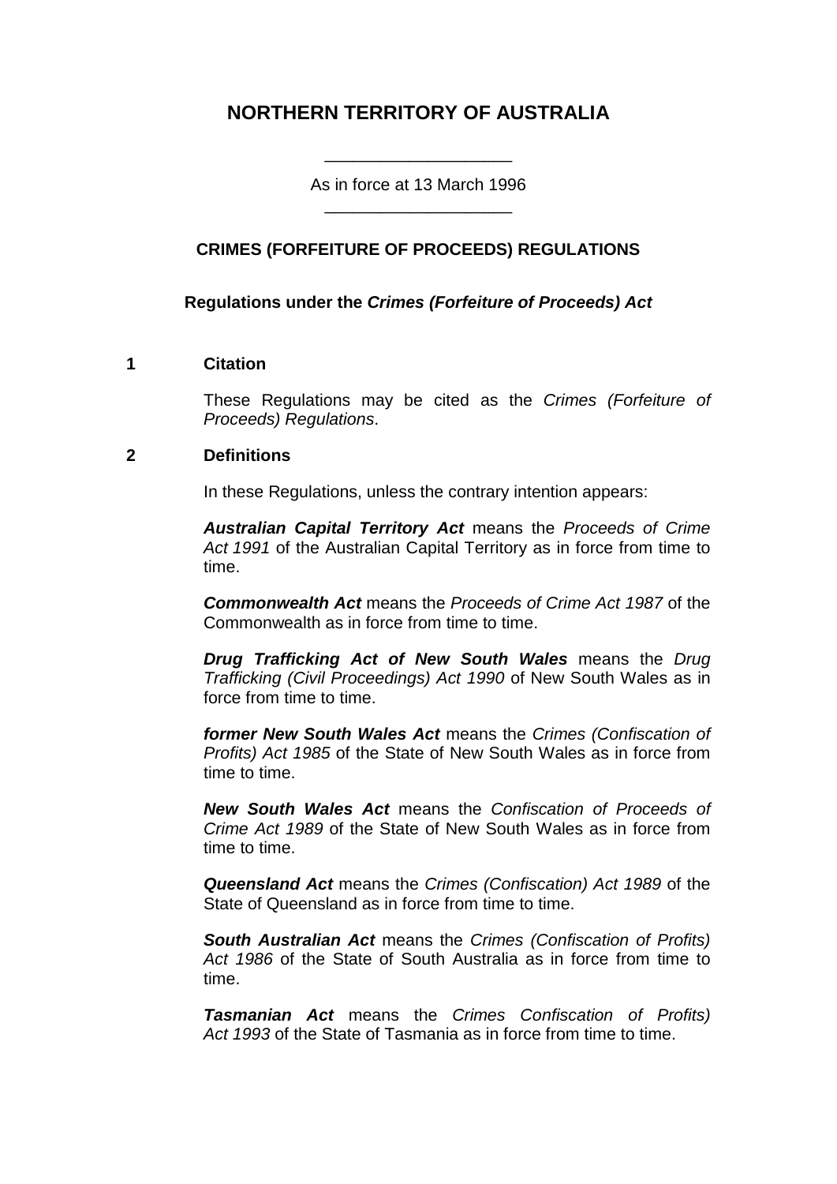# NORTHERN TERRITORY OF AUSTRALIA

As in force at 13 March 1996

## CRIMES (FORFEITURE OF PROCEEDS) REGULATIONS

**Regulations under the *Crimes (Forfeiture of Proceeds) Act***

### 1 Citation

These Regulations may be cited as the *Crimes (Forfeiture of Proceeds) Regulations*.

### 2 Definitions

In these Regulations, unless the contrary intention appears:

***Australian Capital Territory Act*** means the *Proceeds of Crime Act 1991* of the Australian Capital Territory as in force from time to time.

***Commonwealth Act*** means the *Proceeds of Crime Act 1987* of the Commonwealth as in force from time to time.

***Drug Trafficking Act of New South Wales*** means the *Drug Trafficking (Civil Proceedings) Act 1990* of New South Wales as in force from time to time.

***former New South Wales Act*** means the *Crimes (Confiscation of Profits) Act 1985* of the State of New South Wales as in force from time to time.

***New South Wales Act*** means the *Confiscation of Proceeds of Crime Act 1989* of the State of New South Wales as in force from time to time.

***Queensland Act*** means the *Crimes (Confiscation) Act 1989* of the State of Queensland as in force from time to time.

***South Australian Act*** means the *Crimes (Confiscation of Profits) Act 1986* of the State of South Australia as in force from time to time.

***Tasmanian Act*** means the *Crimes Confiscation of Profits) Act 1993* of the State of Tasmania as in force from time to time.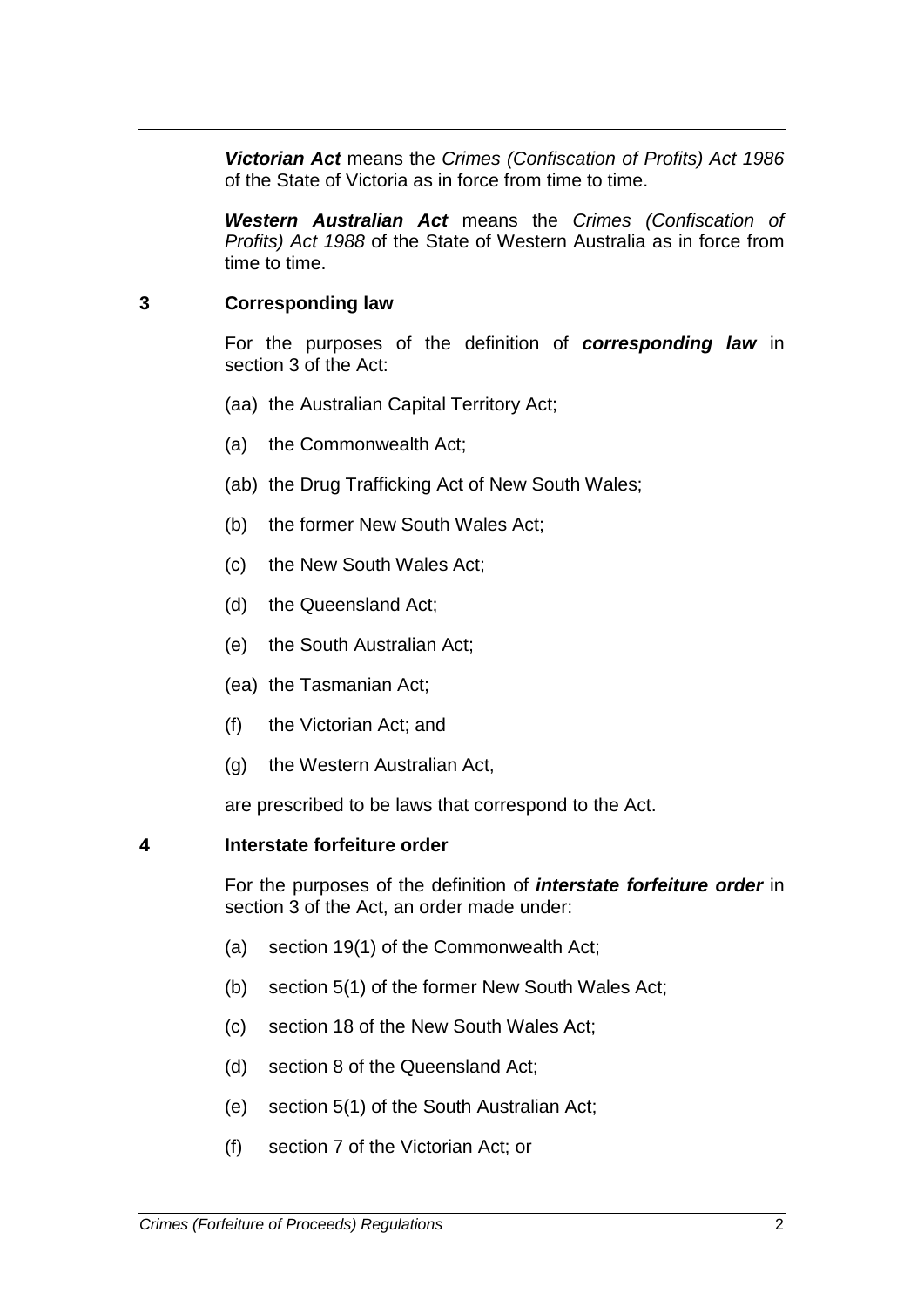***Victorian Act*** means the *Crimes (Confiscation of Profits) Act 1986* of the State of Victoria as in force from time to time.

***Western Australian Act*** means the *Crimes (Confiscation of Profits) Act 1988* of the State of Western Australia as in force from time to time.

### 3 Corresponding law

For the purposes of the definition of ***corresponding law*** in section 3 of the Act:

(aa) the Australian Capital Territory Act;

(a) the Commonwealth Act;

(ab) the Drug Trafficking Act of New South Wales;

(b) the former New South Wales Act;

(c) the New South Wales Act;

(d) the Queensland Act;

(e) the South Australian Act;

(ea) the Tasmanian Act;

(f) the Victorian Act; and

(g) the Western Australian Act,

are prescribed to be laws that correspond to the Act.

### 4 Interstate forfeiture order

For the purposes of the definition of ***interstate forfeiture order*** in section 3 of the Act, an order made under:

(a) section 19(1) of the Commonwealth Act;

(b) section 5(1) of the former New South Wales Act;

(c) section 18 of the New South Wales Act;

(d) section 8 of the Queensland Act;

(e) section 5(1) of the South Australian Act;

(f) section 7 of the Victorian Act; or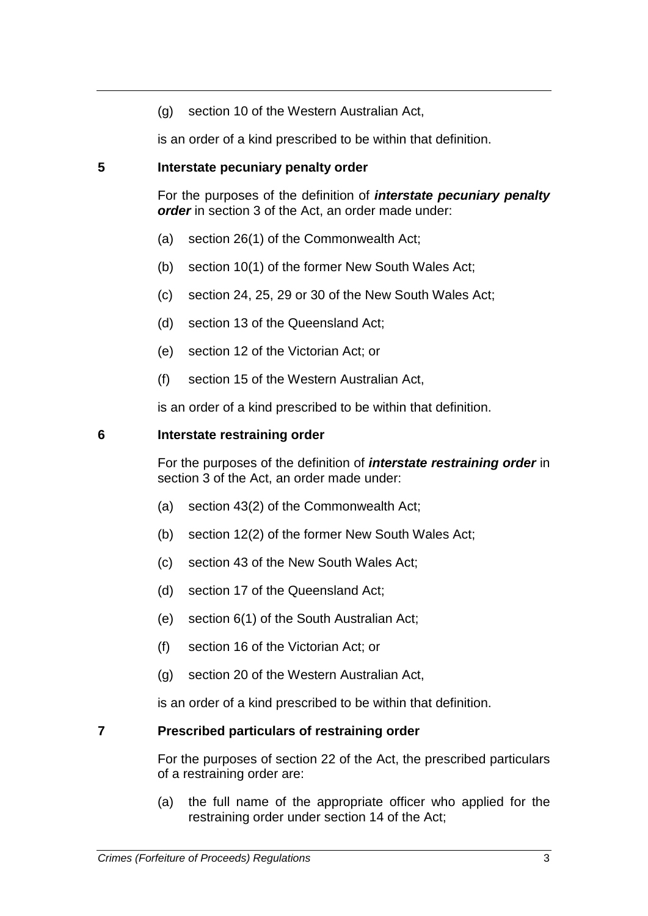(g) section 10 of the Western Australian Act,

is an order of a kind prescribed to be within that definition.

## 5 Interstate pecuniary penalty order

For the purposes of the definition of ***interstate pecuniary penalty order*** in section 3 of the Act, an order made under:

(a) section 26(1) of the Commonwealth Act;

(b) section 10(1) of the former New South Wales Act;

(c) section 24, 25, 29 or 30 of the New South Wales Act;

(d) section 13 of the Queensland Act;

(e) section 12 of the Victorian Act; or

(f) section 15 of the Western Australian Act,

is an order of a kind prescribed to be within that definition.

## 6 Interstate restraining order

For the purposes of the definition of ***interstate restraining order*** in section 3 of the Act, an order made under:

(a) section 43(2) of the Commonwealth Act;

(b) section 12(2) of the former New South Wales Act;

(c) section 43 of the New South Wales Act;

(d) section 17 of the Queensland Act;

(e) section 6(1) of the South Australian Act;

(f) section 16 of the Victorian Act; or

(g) section 20 of the Western Australian Act,

is an order of a kind prescribed to be within that definition.

## 7 Prescribed particulars of restraining order

For the purposes of section 22 of the Act, the prescribed particulars of a restraining order are:

(a) the full name of the appropriate officer who applied for the restraining order under section 14 of the Act;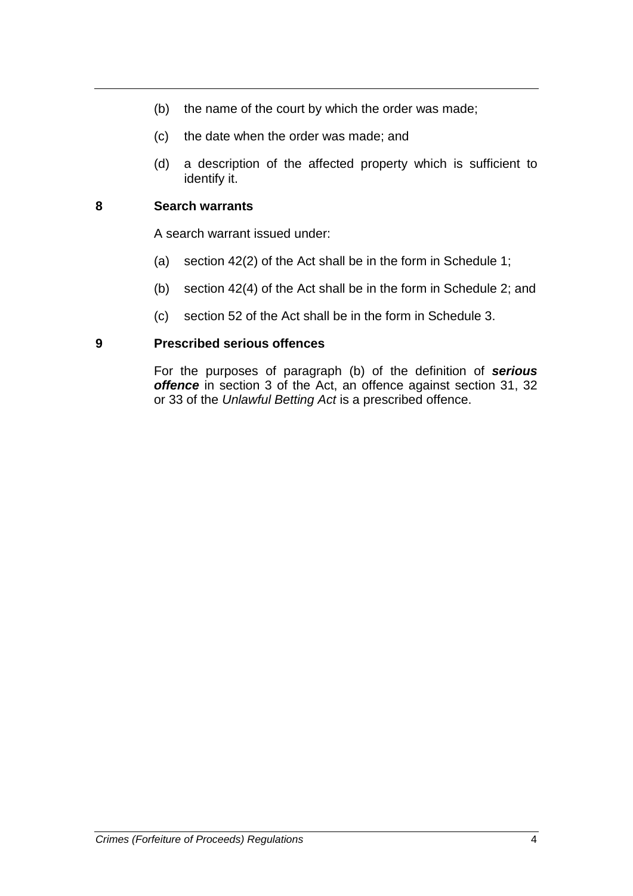(b) the name of the court by which the order was made;

(c) the date when the order was made; and

(d) a description of the affected property which is sufficient to identify it.

## 8 Search warrants

A search warrant issued under:

(a) section 42(2) of the Act shall be in the form in Schedule 1;

(b) section 42(4) of the Act shall be in the form in Schedule 2; and

(c) section 52 of the Act shall be in the form in Schedule 3.

## 9 Prescribed serious offences

For the purposes of paragraph (b) of the definition of ***serious offence*** in section 3 of the Act, an offence against section 31, 32 or 33 of the *Unlawful Betting Act* is a prescribed offence.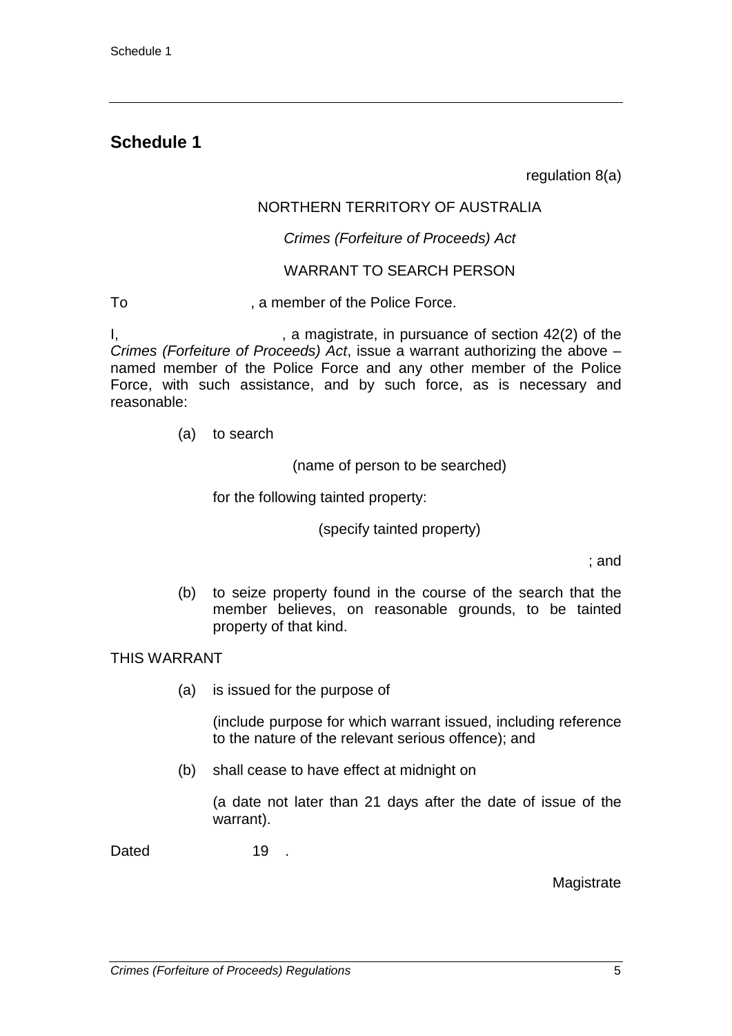## Schedule 1

regulation 8(a)

NORTHERN TERRITORY OF AUSTRALIA

*Crimes (Forfeiture of Proceeds) Act*

WARRANT TO SEARCH PERSON

To                    , a member of the Police Force.

I,                              , a magistrate, in pursuance of section 42(2) of the *Crimes (Forfeiture of Proceeds) Act*, issue a warrant authorizing the above – named member of the Police Force and any other member of the Police Force, with such assistance, and by such force, as is necessary and reasonable:

(a) to search

(name of person to be searched)

for the following tainted property:

(specify tainted property)

; and

(b) to seize property found in the course of the search that the member believes, on reasonable grounds, to be tainted property of that kind.

THIS WARRANT

(a) is issued for the purpose of

(include purpose for which warrant issued, including reference to the nature of the relevant serious offence); and

(b) shall cease to have effect at midnight on

(a date not later than 21 days after the date of issue of the warrant).

Dated                19   .

Magistrate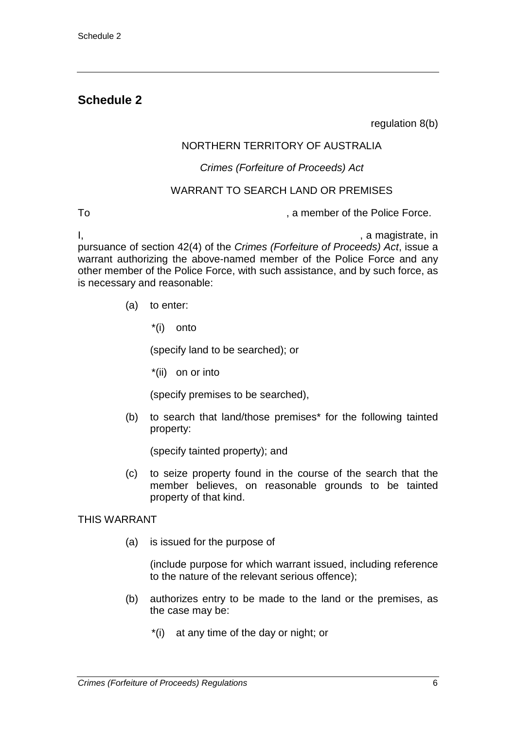## Schedule 2

regulation 8(b)

NORTHERN TERRITORY OF AUSTRALIA

*Crimes (Forfeiture of Proceeds) Act*

WARRANT TO SEARCH LAND OR PREMISES

To , a member of the Police Force.

I, , a magistrate, in pursuance of section 42(4) of the *Crimes (Forfeiture of Proceeds) Act*, issue a warrant authorizing the above-named member of the Police Force and any other member of the Police Force, with such assistance, and by such force, as is necessary and reasonable:

(a) to enter:

*(i) onto

(specify land to be searched); or

*(ii) on or into

(specify premises to be searched),

(b) to search that land/those premises* for the following tainted property:

(specify tainted property); and

(c) to seize property found in the course of the search that the member believes, on reasonable grounds to be tainted property of that kind.

THIS WARRANT

(a) is issued for the purpose of

(include purpose for which warrant issued, including reference to the nature of the relevant serious offence);

(b) authorizes entry to be made to the land or the premises, as the case may be:

*(i) at any time of the day or night; or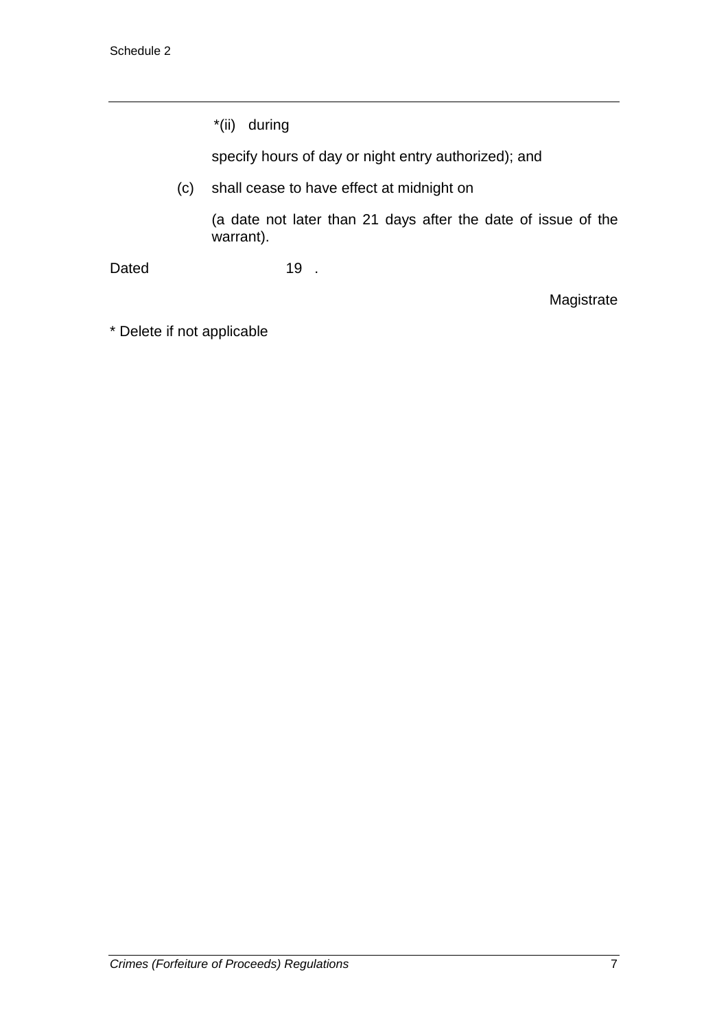*(ii) during

specify hours of day or night entry authorized); and

(c) shall cease to have effect at midnight on

(a date not later than 21 days after the date of issue of the warrant).

Dated 19 .

Magistrate

* Delete if not applicable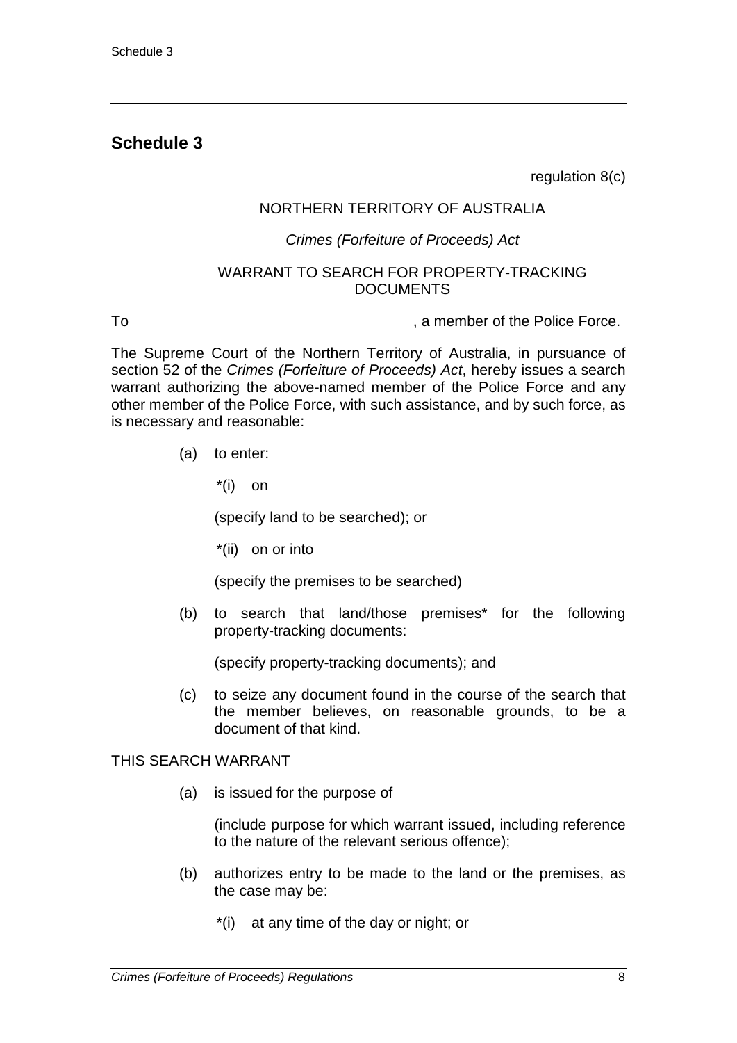## Schedule 3

regulation 8(c)

NORTHERN TERRITORY OF AUSTRALIA

*Crimes (Forfeiture of Proceeds) Act*

WARRANT TO SEARCH FOR PROPERTY-TRACKING DOCUMENTS

To , a member of the Police Force.

The Supreme Court of the Northern Territory of Australia, in pursuance of section 52 of the *Crimes (Forfeiture of Proceeds) Act*, hereby issues a search warrant authorizing the above-named member of the Police Force and any other member of the Police Force, with such assistance, and by such force, as is necessary and reasonable:

(a) to enter:

*(i) on

(specify land to be searched); or

*(ii) on or into

(specify the premises to be searched)

(b) to search that land/those premises* for the following property-tracking documents:

(specify property-tracking documents); and

(c) to seize any document found in the course of the search that the member believes, on reasonable grounds, to be a document of that kind.

THIS SEARCH WARRANT

(a) is issued for the purpose of

(include purpose for which warrant issued, including reference to the nature of the relevant serious offence);

(b) authorizes entry to be made to the land or the premises, as the case may be:

*(i) at any time of the day or night; or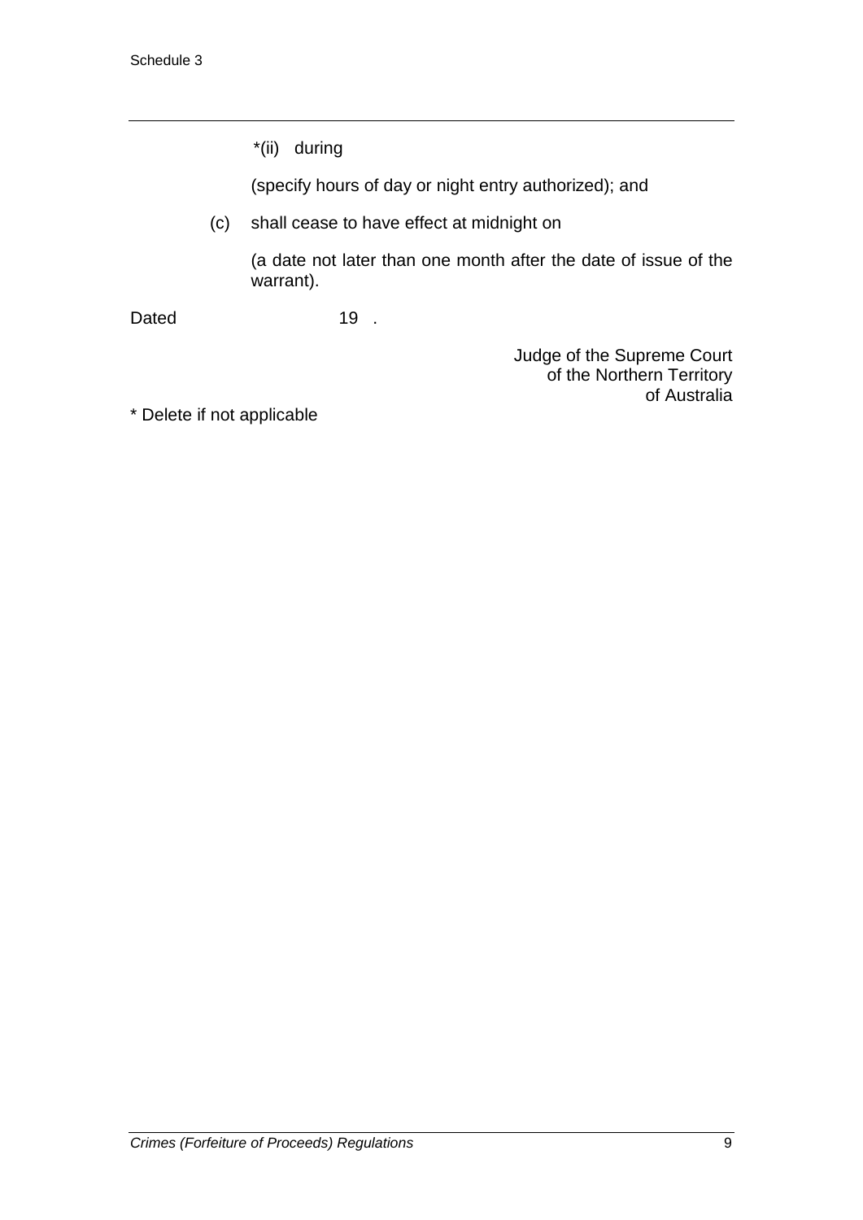*(ii) during

(specify hours of day or night entry authorized); and

(c) shall cease to have effect at midnight on

(a date not later than one month after the date of issue of the warrant).

Dated 19 .

Judge of the Supreme Court
of the Northern Territory
of Australia

* Delete if not applicable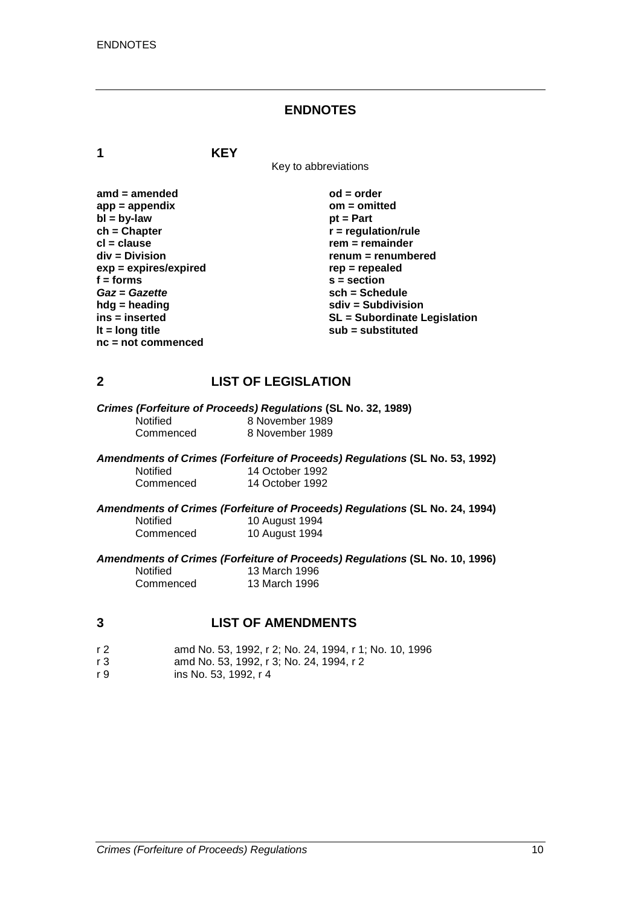## ENDNOTES

### 1 KEY

Key to abbreviations

**amd = amended**
**app = appendix**
**bl = by-law**
**ch = Chapter**
**cl = clause**
**div = Division**
**exp = expires/expired**
**f = forms**
***Gaz = Gazette***
**hdg = heading**
**ins = inserted**
**lt = long title**
**nc = not commenced**
**od = order**
**om = omitted**
**pt = Part**
**r = regulation/rule**
**rem = remainder**
**renum = renumbered**
**rep = repealed**
**s = section**
**sch = Schedule**
**sdiv = Subdivision**
**SL = Subordinate Legislation**
**sub = substituted**

### 2 LIST OF LEGISLATION

***Crimes (Forfeiture of Proceeds) Regulations* (SL No. 32, 1989)**

| | |
|---|---|
| Notified | 8 November 1989 |
| Commenced | 8 November 1989 |

***Amendments of Crimes (Forfeiture of Proceeds) Regulations* (SL No. 53, 1992)**

| | |
|---|---|
| Notified | 14 October 1992 |
| Commenced | 14 October 1992 |

***Amendments of Crimes (Forfeiture of Proceeds) Regulations* (SL No. 24, 1994)**

| | |
|---|---|
| Notified | 10 August 1994 |
| Commenced | 10 August 1994 |

***Amendments of Crimes (Forfeiture of Proceeds) Regulations* (SL No. 10, 1996)**

| | |
|---|---|
| Notified | 13 March 1996 |
| Commenced | 13 March 1996 |

### 3 LIST OF AMENDMENTS

| | |
|---|---|
| r 2 | amd No. 53, 1992, r 2; No. 24, 1994, r 1; No. 10, 1996 |
| r 3 | amd No. 53, 1992, r 3; No. 24, 1994, r 2 |
| r 9 | ins No. 53, 1992, r 4 |